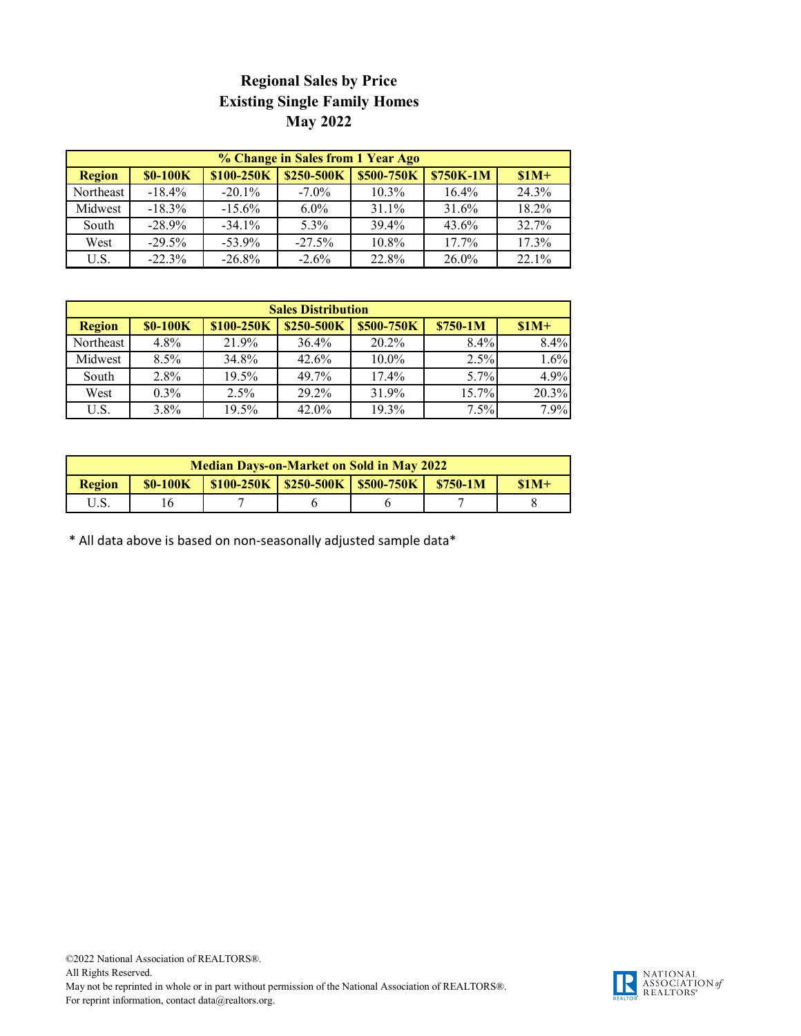# Regional Sales by Price
## Existing Single Family Homes
## May 2022

| % Change in Sales from 1 Year Ago | | | | | | |
|---|---|---|---|---|---|---|
| **Region** | **$0-100K** | **$100-250K** | **$250-500K** | **$500-750K** | **$750K-1M** | **$1M+** |
| Northeast | -18.4% | -20.1% | -7.0% | 10.3% | 16.4% | 24.3% |
| Midwest | -18.3% | -15.6% | 6.0% | 31.1% | 31.6% | 18.2% |
| South | -28.9% | -34.1% | 5.3% | 39.4% | 43.6% | 32.7% |
| West | -29.5% | -53.9% | -27.5% | 10.8% | 17.7% | 17.3% |
| U.S. | -22.3% | -26.8% | -2.6% | 22.8% | 26.0% | 22.1% |

| Sales Distribution | | | | | | |
|---|---|---|---|---|---|---|
| **Region** | **$0-100K** | **$100-250K** | **$250-500K** | **$500-750K** | **$750-1M** | **$1M+** |
| Northeast | 4.8% | 21.9% | 36.4% | 20.2% | 8.4% | 8.4% |
| Midwest | 8.5% | 34.8% | 42.6% | 10.0% | 2.5% | 1.6% |
| South | 2.8% | 19.5% | 49.7% | 17.4% | 5.7% | 4.9% |
| West | 0.3% | 2.5% | 29.2% | 31.9% | 15.7% | 20.3% |
| U.S. | 3.8% | 19.5% | 42.0% | 19.3% | 7.5% | 7.9% |

| Median Days-on-Market on Sold in May 2022 | | | | | | |
|---|---|---|---|---|---|---|
| **Region** | **$0-100K** | **$100-250K** | **$250-500K** | **$500-750K** | **$750-1M** | **$1M+** |
| U.S. | 16 | 7 | 6 | 6 | 7 | 8 |

* All data above is based on non-seasonally adjusted sample data*

©2022 National Association of REALTORS®.
All Rights Reserved.
May not be reprinted in whole or in part without permission of the National Association of REALTORS®.
For reprint information, contact data@realtors.org.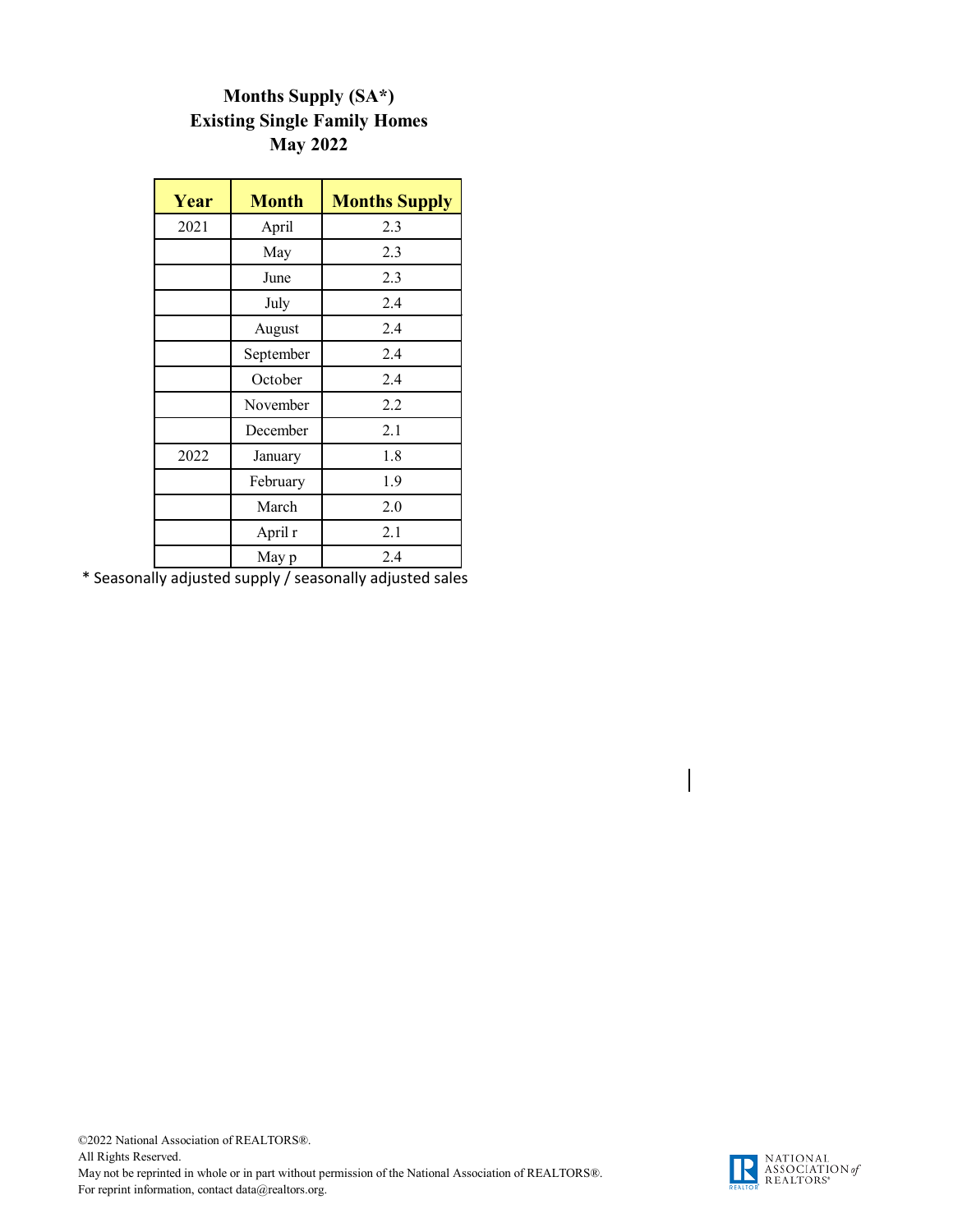# Months Supply (SA*)
## Existing Single Family Homes
## May 2022

| Year | Month | Months Supply |
|---|---|---|
| 2021 | April | 2.3 |
| | May | 2.3 |
| | June | 2.3 |
| | July | 2.4 |
| | August | 2.4 |
| | September | 2.4 |
| | October | 2.4 |
| | November | 2.2 |
| | December | 2.1 |
| 2022 | January | 1.8 |
| | February | 1.9 |
| | March | 2.0 |
| | April r | 2.1 |
| | May p | 2.4 |

* Seasonally adjusted supply / seasonally adjusted sales

©2022 National Association of REALTORS®.
All Rights Reserved.
May not be reprinted in whole or in part without permission of the National Association of REALTORS®.
For reprint information, contact data@realtors.org.